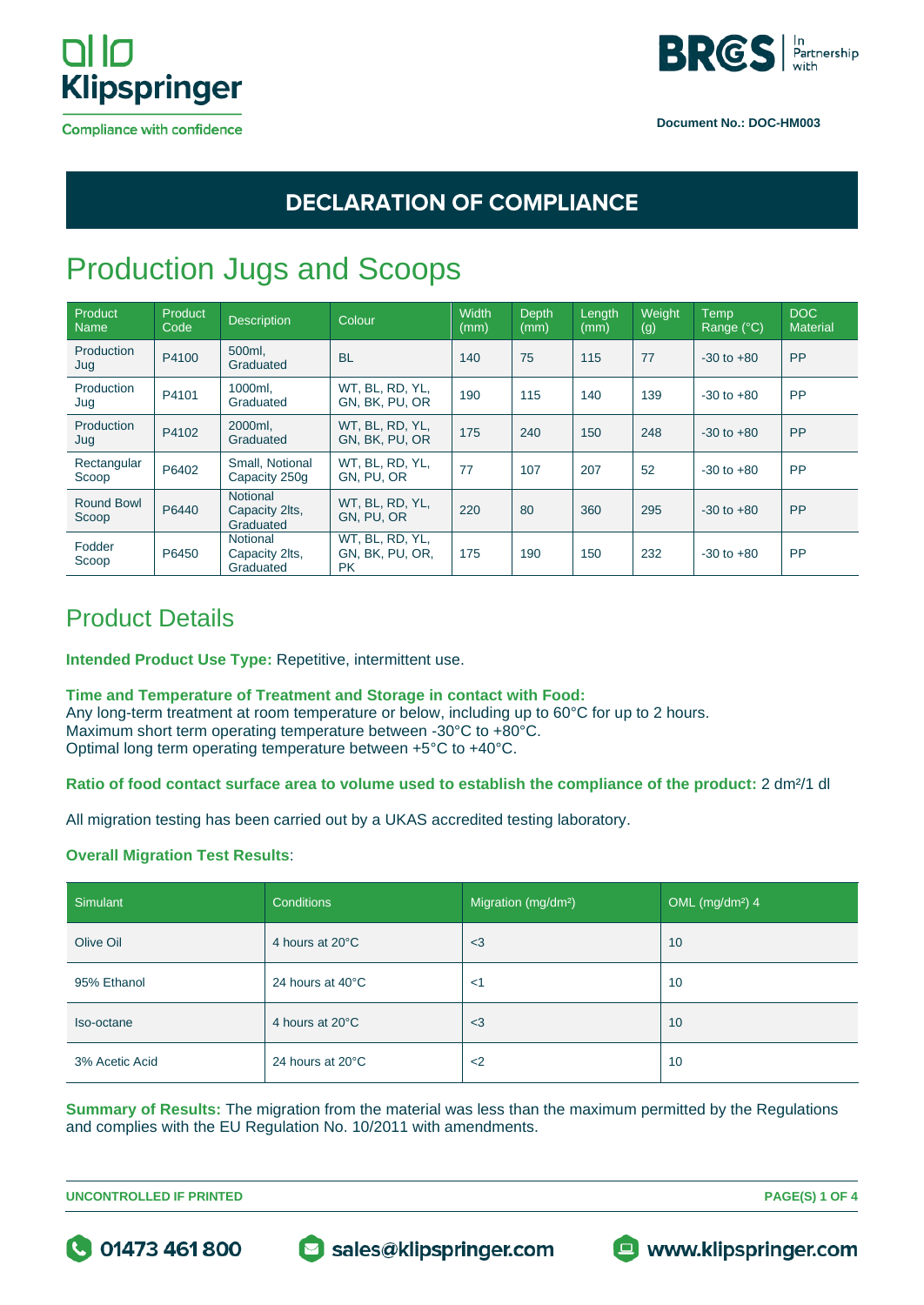Klipspringer
Compliance with confidence

BRCGS In Partnership with

**Document No.: DOC-HM003**

# DECLARATION OF COMPLIANCE

# Production Jugs and Scoops

| Product Name | Product Code | Description | Colour | Width (mm) | Depth (mm) | Length (mm) | Weight (g) | Temp Range (°C) | DOC Material |
|---|---|---|---|---|---|---|---|---|---|
| Production Jug | P4100 | 500ml, Graduated | BL | 140 | 75 | 115 | 77 | -30 to +80 | PP |
| Production Jug | P4101 | 1000ml, Graduated | WT, BL, RD, YL, GN, BK, PU, OR | 190 | 115 | 140 | 139 | -30 to +80 | PP |
| Production Jug | P4102 | 2000ml, Graduated | WT, BL, RD, YL, GN, BK, PU, OR | 175 | 240 | 150 | 248 | -30 to +80 | PP |
| Rectangular Scoop | P6402 | Small, Notional Capacity 250g | WT, BL, RD, YL, GN, PU, OR | 77 | 107 | 207 | 52 | -30 to +80 | PP |
| Round Bowl Scoop | P6440 | Notional Capacity 2lts, Graduated | WT, BL, RD, YL, GN, PU, OR | 220 | 80 | 360 | 295 | -30 to +80 | PP |
| Fodder Scoop | P6450 | Notional Capacity 2lts, Graduated | WT, BL, RD, YL, GN, BK, PU, OR, PK | 175 | 190 | 150 | 232 | -30 to +80 | PP |

## Product Details

**Intended Product Use Type:** Repetitive, intermittent use.

**Time and Temperature of Treatment and Storage in contact with Food:**
Any long-term treatment at room temperature or below, including up to 60°C for up to 2 hours.
Maximum short term operating temperature between -30°C to +80°C.
Optimal long term operating temperature between +5°C to +40°C.

**Ratio of food contact surface area to volume used to establish the compliance of the product:** 2 $dm^2$/1 dl

All migration testing has been carried out by a UKAS accredited testing laboratory.

**Overall Migration Test Results**:

| Simulant | Conditions | Migration ($mg/dm^2$) | OML ($mg/dm^2$) 4 |
|---|---|---|---|
| Olive Oil | 4 hours at 20°C | <3 | 10 |
| 95% Ethanol | 24 hours at 40°C | <1 | 10 |
| Iso-octane | 4 hours at 20°C | <3 | 10 |
| 3% Acetic Acid | 24 hours at 20°C | <2 | 10 |

**Summary of Results:** The migration from the material was less than the maximum permitted by the Regulations and complies with the EU Regulation No. 10/2011 with amendments.

**UNCONTROLLED IF PRINTED**

01473 461 800 | sales@klipspringer.com | www.klipspringer.com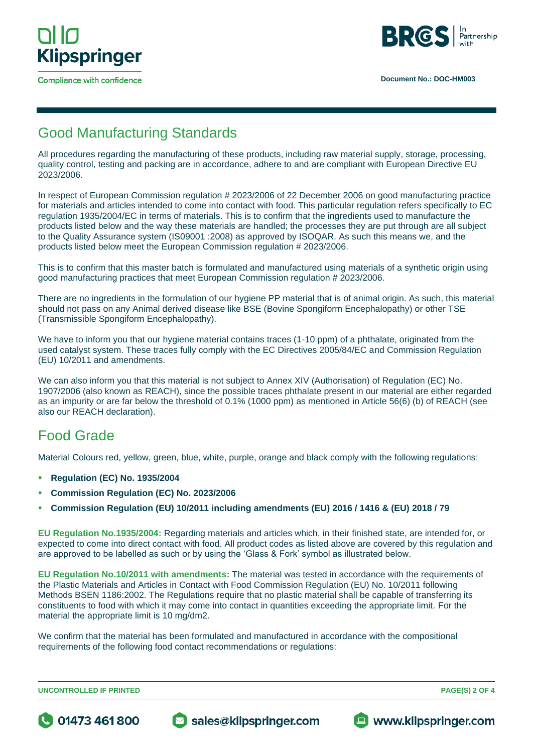## Good Manufacturing Standards

All procedures regarding the manufacturing of these products, including raw material supply, storage, processing, quality control, testing and packing are in accordance, adhere to and are compliant with European Directive EU 2023/2006.

In respect of European Commission regulation # 2023/2006 of 22 December 2006 on good manufacturing practice for materials and articles intended to come into contact with food. This particular regulation refers specifically to EC regulation 1935/2004/EC in terms of materials. This is to confirm that the ingredients used to manufacture the products listed below and the way these materials are handled; the processes they are put through are all subject to the Quality Assurance system (IS09001 :2008) as approved by ISOQAR. As such this means we, and the products listed below meet the European Commission regulation # 2023/2006.

This is to confirm that this master batch is formulated and manufactured using materials of a synthetic origin using good manufacturing practices that meet European Commission regulation # 2023/2006.

There are no ingredients in the formulation of our hygiene PP material that is of animal origin. As such, this material should not pass on any Animal derived disease like BSE (Bovine Spongiform Encephalopathy) or other TSE (Transmissible Spongiform Encephalopathy).

We have to inform you that our hygiene material contains traces (1-10 ppm) of a phthalate, originated from the used catalyst system. These traces fully comply with the EC Directives 2005/84/EC and Commission Regulation (EU) 10/2011 and amendments.

We can also inform you that this material is not subject to Annex XIV (Authorisation) of Regulation (EC) No. 1907/2006 (also known as REACH), since the possible traces phthalate present in our material are either regarded as an impurity or are far below the threshold of 0.1% (1000 ppm) as mentioned in Article 56(6) (b) of REACH (see also our REACH declaration).

## Food Grade

Material Colours red, yellow, green, blue, white, purple, orange and black comply with the following regulations:

- **Regulation (EC) No. 1935/2004**
- **Commission Regulation (EC) No. 2023/2006**
- **Commission Regulation (EU) 10/2011 including amendments (EU) 2016 / 1416 & (EU) 2018 / 79**

**EU Regulation No.1935/2004:** Regarding materials and articles which, in their finished state, are intended for, or expected to come into direct contact with food. All product codes as listed above are covered by this regulation and are approved to be labelled as such or by using the 'Glass & Fork' symbol as illustrated below.

**EU Regulation No.10/2011 with amendments:** The material was tested in accordance with the requirements of the Plastic Materials and Articles in Contact with Food Commission Regulation (EU) No. 10/2011 following Methods BSEN 1186:2002. The Regulations require that no plastic material shall be capable of transferring its constituents to food with which it may come into contact in quantities exceeding the appropriate limit. For the material the appropriate limit is 10 mg/dm2.

We confirm that the material has been formulated and manufactured in accordance with the compositional requirements of the following food contact recommendations or regulations: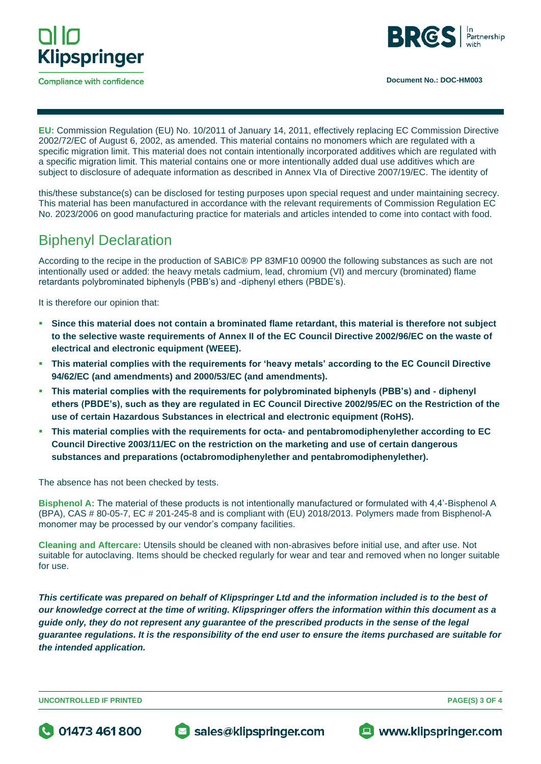**EU:** Commission Regulation (EU) No. 10/2011 of January 14, 2011, effectively replacing EC Commission Directive 2002/72/EC of August 6, 2002, as amended. This material contains no monomers which are regulated with a specific migration limit. This material does not contain intentionally incorporated additives which are regulated with a specific migration limit. This material contains one or more intentionally added dual use additives which are subject to disclosure of adequate information as described in Annex VIa of Directive 2007/19/EC. The identity of this/these substance(s) can be disclosed for testing purposes upon special request and under maintaining secrecy. This material has been manufactured in accordance with the relevant requirements of Commission Regulation EC No. 2023/2006 on good manufacturing practice for materials and articles intended to come into contact with food.

## Biphenyl Declaration

According to the recipe in the production of SABIC® PP 83MF10 00900 the following substances as such are not intentionally used or added: the heavy metals cadmium, lead, chromium (VI) and mercury (brominated) flame retardants polybrominated biphenyls (PBB's) and -diphenyl ethers (PBDE's).

It is therefore our opinion that:

- **Since this material does not contain a brominated flame retardant, this material is therefore not subject to the selective waste requirements of Annex II of the EC Council Directive 2002/96/EC on the waste of electrical and electronic equipment (WEEE).**
- **This material complies with the requirements for 'heavy metals' according to the EC Council Directive 94/62/EC (and amendments) and 2000/53/EC (and amendments).**
- **This material complies with the requirements for polybrominated biphenyls (PBB's) and - diphenyl ethers (PBDE's), such as they are regulated in EC Council Directive 2002/95/EC on the Restriction of the use of certain Hazardous Substances in electrical and electronic equipment (RoHS).**
- **This material complies with the requirements for octa- and pentabromodiphenylether according to EC Council Directive 2003/11/EC on the restriction on the marketing and use of certain dangerous substances and preparations (octabromodiphenylether and pentabromodiphenylether).**

The absence has not been checked by tests.

**Bisphenol A:** The material of these products is not intentionally manufactured or formulated with 4,4'-Bisphenol A (BPA), CAS # 80-05-7, EC # 201-245-8 and is compliant with (EU) 2018/2013. Polymers made from Bisphenol-A monomer may be processed by our vendor's company facilities.

**Cleaning and Aftercare:** Utensils should be cleaned with non-abrasives before initial use, and after use. Not suitable for autoclaving. Items should be checked regularly for wear and tear and removed when no longer suitable for use.

***This certificate was prepared on behalf of Klipspringer Ltd and the information included is to the best of our knowledge correct at the time of writing. Klipspringer offers the information within this document as a guide only, they do not represent any guarantee of the prescribed products in the sense of the legal guarantee regulations. It is the responsibility of the end user to ensure the items purchased are suitable for the intended application.***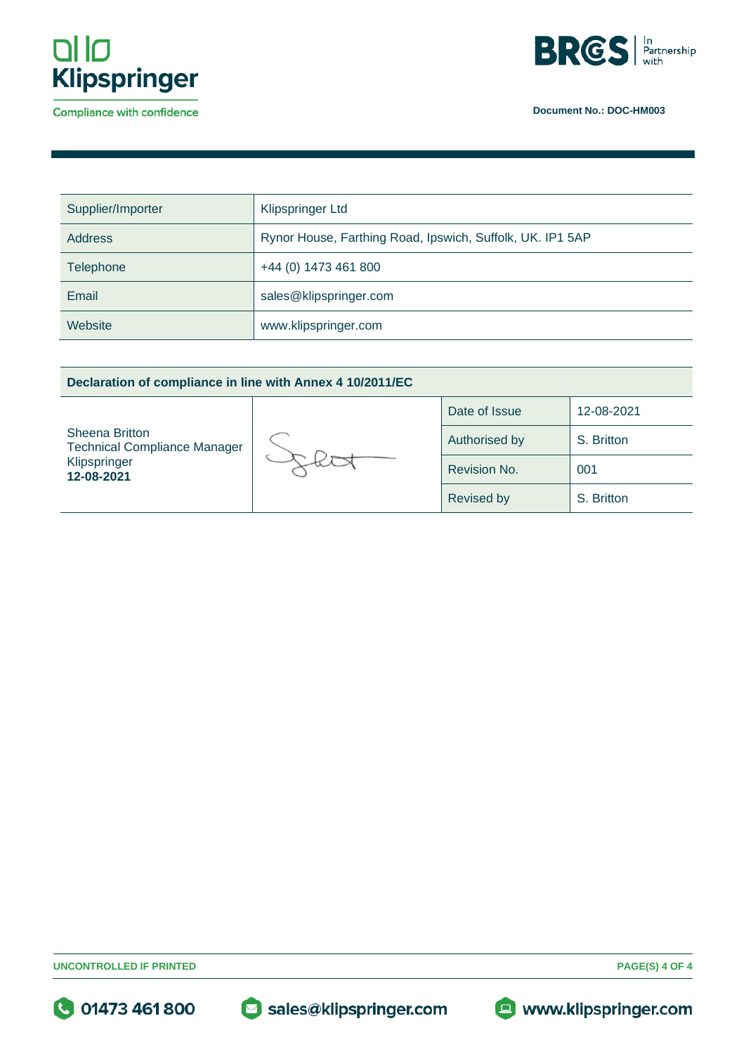Document No.: DOC-HM003

| | |
|---|---|
| Supplier/Importer | Klipspringer Ltd |
| Address | Rynor House, Farthing Road, Ipswich, Suffolk, UK. IP1 5AP |
| Telephone | +44 (0) 1473 461 800 |
| Email | sales@klipspringer.com |
| Website | www.klipspringer.com |

**Declaration of compliance in line with Annex 4 10/2011/EC**

| | | | |
|---|---|---|---|
| Sheena Britton<br>Technical Compliance Manager<br>Klipspringer<br>**12-08-2021** | | Date of Issue | 12-08-2021 |
| | | Authorised by | S. Britton |
| | | Revision No. | 001 |
| | | Revised by | S. Britton |

UNCONTROLLED IF PRINTED